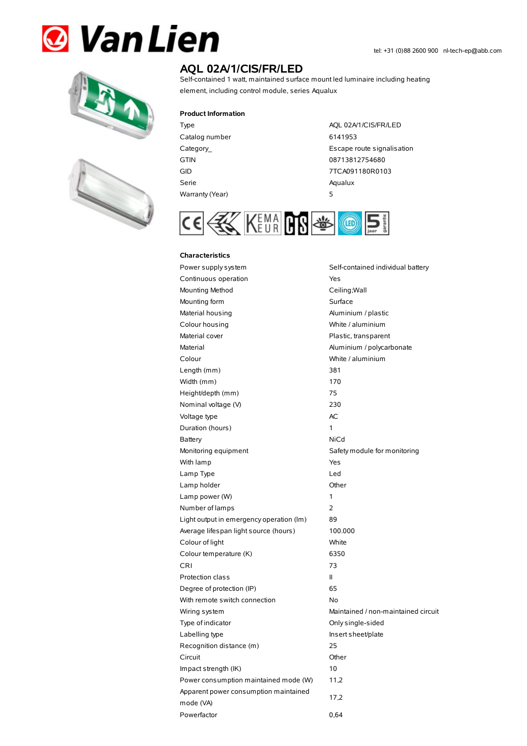# Van Lien

tel: +31 (0)88 2600 900 nl-tech-ep@abb.com

## AQL 02A/1/CIS/FR/LED

Self-contained 1 watt, maintained surface mount led luminaire including heating element, including control module, series Aqualux

### Product Information

| | |
|---|---|
| Type | AQL 02A/1/CIS/FR/LED |
| Catalog number | 6141953 |
| Category_ | Escape route signalisation |
| GTIN | 08713812754680 |
| GID | 7TCA091180R0103 |
| Serie | Aqualux |
| Warranty (Year) | 5 |

### Characteristics

| | |
|---|---|
| Power supply system | Self-contained individual battery |
| Continuous operation | Yes |
| Mounting Method | Ceiling;Wall |
| Mounting form | Surface |
| Material housing | Aluminium / plastic |
| Colour housing | White / aluminium |
| Material cover | Plastic, transparent |
| Material | Aluminium / polycarbonate |
| Colour | White / aluminium |
| Length (mm) | 381 |
| Width (mm) | 170 |
| Height/depth (mm) | 75 |
| Nominal voltage (V) | 230 |
| Voltage type | AC |
| Duration (hours) | 1 |
| Battery | NiCd |
| Monitoring equipment | Safety module for monitoring |
| With lamp | Yes |
| Lamp Type | Led |
| Lamp holder | Other |
| Lamp power (W) | 1 |
| Number of lamps | 2 |
| Light output in emergency operation (lm) | 89 |
| Average lifespan light source (hours) | 100.000 |
| Colour of light | White |
| Colour temperature (K) | 6350 |
| CRI | 73 |
| Protection class | II |
| Degree of protection (IP) | 65 |
| With remote switch connection | No |
| Wiring system | Maintained / non-maintained circuit |
| Type of indicator | Only single-sided |
| Labelling type | Insert sheet/plate |
| Recognition distance (m) | 25 |
| Circuit | Other |
| Impact strength (IK) | 10 |
| Power consumption maintained mode (W) | 11,2 |
| Apparent power consumption maintained mode (VA) | 17,2 |
| Powerfactor | 0,64 |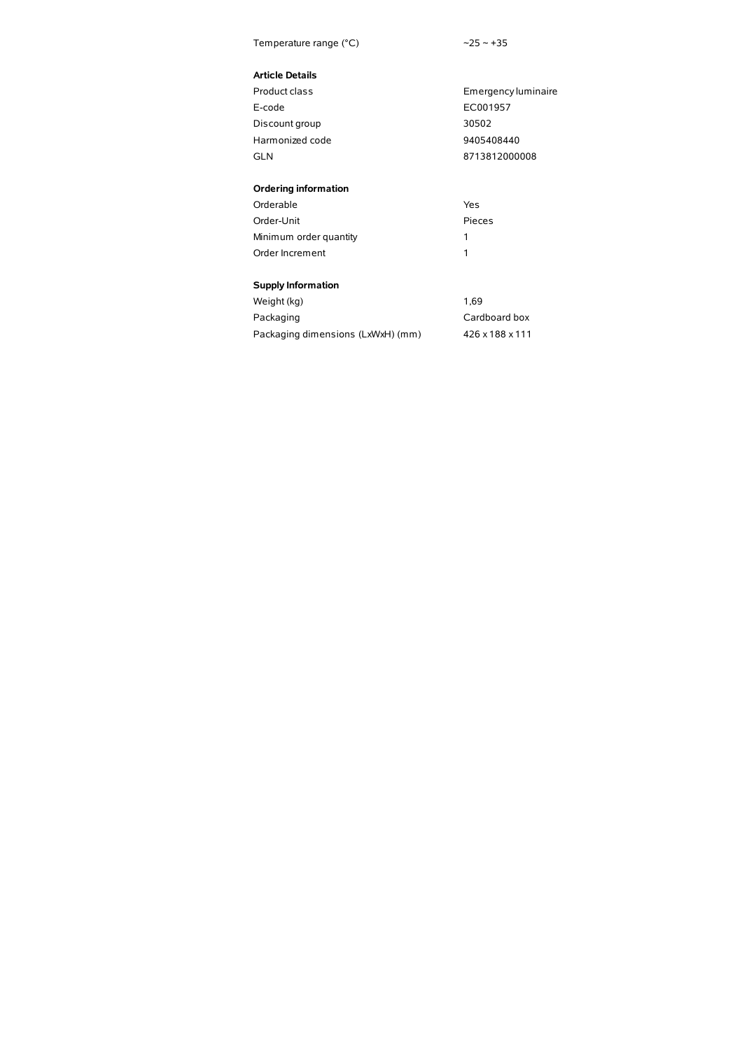| | |
|---|---|
| Temperature range (°C) | -25 ~ +35 |

**Article Details**

| | |
|---|---|
| Product class | Emergency luminaire |
| E-code | EC001957 |
| Discount group | 30502 |
| Harmonized code | 9405408440 |
| GLN | 8713812000008 |

**Ordering information**

| | |
|---|---|
| Orderable | Yes |
| Order-Unit | Pieces |
| Minimum order quantity | 1 |
| Order Increment | 1 |

**Supply Information**

| | |
|---|---|
| Weight (kg) | 1,69 |
| Packaging | Cardboard box |
| Packaging dimensions (LxWxH) (mm) | 426 x 188 x 111 |